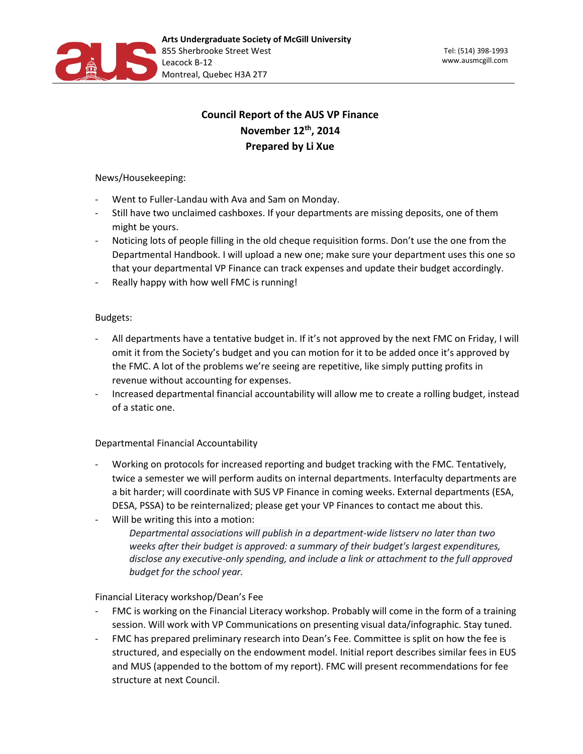Arts Undergraduate Society of McGill University
855 Sherbrooke Street West
Leacock B-12
Montreal, Quebec H3A 2T7

Tel: (514) 398-1993
www.ausmcgill.com

# Council Report of the AUS VP Finance
## November 12th, 2014
## Prepared by Li Xue

News/Housekeeping:

- Went to Fuller-Landau with Ava and Sam on Monday.
- Still have two unclaimed cashboxes. If your departments are missing deposits, one of them might be yours.
- Noticing lots of people filling in the old cheque requisition forms. Don't use the one from the Departmental Handbook. I will upload a new one; make sure your department uses this one so that your departmental VP Finance can track expenses and update their budget accordingly.
- Really happy with how well FMC is running!

Budgets:

- All departments have a tentative budget in. If it's not approved by the next FMC on Friday, I will omit it from the Society's budget and you can motion for it to be added once it's approved by the FMC. A lot of the problems we're seeing are repetitive, like simply putting profits in revenue without accounting for expenses.
- Increased departmental financial accountability will allow me to create a rolling budget, instead of a static one.

Departmental Financial Accountability

- Working on protocols for increased reporting and budget tracking with the FMC. Tentatively, twice a semester we will perform audits on internal departments. Interfaculty departments are a bit harder; will coordinate with SUS VP Finance in coming weeks. External departments (ESA, DESA, PSSA) to be reinternalized; please get your VP Finances to contact me about this.
- Will be writing this into a motion:

  *Departmental associations will publish in a department-wide listserv no later than two weeks after their budget is approved: a summary of their budget's largest expenditures, disclose any executive-only spending, and include a link or attachment to the full approved budget for the school year.*

Financial Literacy workshop/Dean's Fee

- FMC is working on the Financial Literacy workshop. Probably will come in the form of a training session. Will work with VP Communications on presenting visual data/infographic. Stay tuned.
- FMC has prepared preliminary research into Dean's Fee. Committee is split on how the fee is structured, and especially on the endowment model. Initial report describes similar fees in EUS and MUS (appended to the bottom of my report). FMC will present recommendations for fee structure at next Council.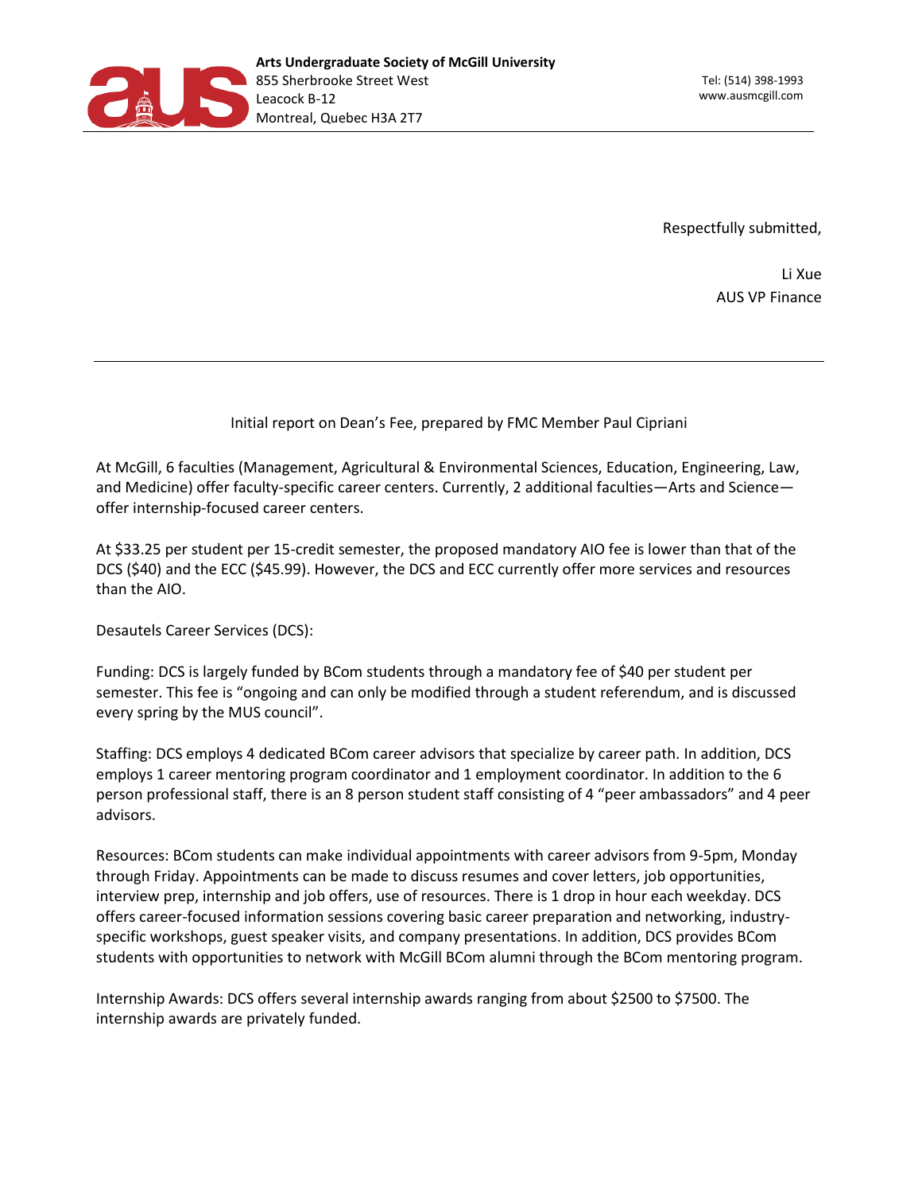Respectfully submitted,

Li Xue
AUS VP Finance

---

Initial report on Dean's Fee, prepared by FMC Member Paul Cipriani

At McGill, 6 faculties (Management, Agricultural & Environmental Sciences, Education, Engineering, Law, and Medicine) offer faculty-specific career centers. Currently, 2 additional faculties—Arts and Science—offer internship-focused career centers.

At $33.25 per student per 15-credit semester, the proposed mandatory AIO fee is lower than that of the DCS ($40) and the ECC ($45.99). However, the DCS and ECC currently offer more services and resources than the AIO.

Desautels Career Services (DCS):

Funding: DCS is largely funded by BCom students through a mandatory fee of $40 per student per semester. This fee is "ongoing and can only be modified through a student referendum, and is discussed every spring by the MUS council".

Staffing: DCS employs 4 dedicated BCom career advisors that specialize by career path. In addition, DCS employs 1 career mentoring program coordinator and 1 employment coordinator. In addition to the 6 person professional staff, there is an 8 person student staff consisting of 4 "peer ambassadors" and 4 peer advisors.

Resources: BCom students can make individual appointments with career advisors from 9-5pm, Monday through Friday. Appointments can be made to discuss resumes and cover letters, job opportunities, interview prep, internship and job offers, use of resources. There is 1 drop in hour each weekday. DCS offers career-focused information sessions covering basic career preparation and networking, industry-specific workshops, guest speaker visits, and company presentations. In addition, DCS provides BCom students with opportunities to network with McGill BCom alumni through the BCom mentoring program.

Internship Awards: DCS offers several internship awards ranging from about $2500 to $7500. The internship awards are privately funded.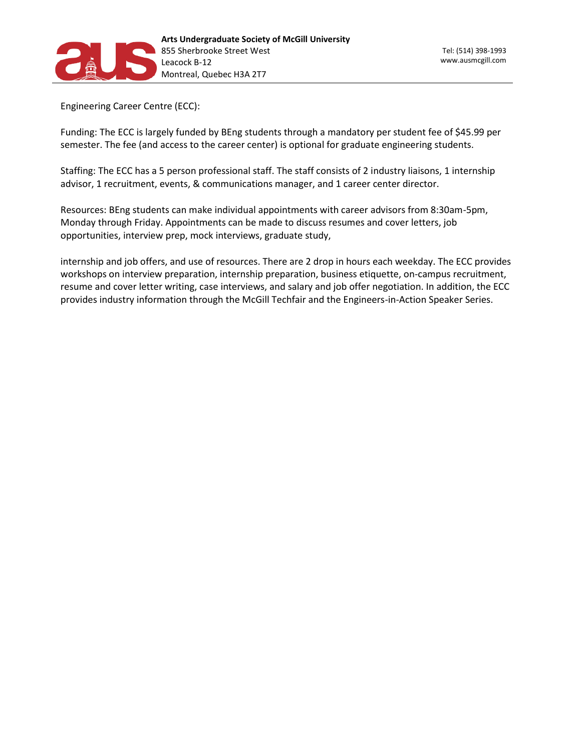Engineering Career Centre (ECC):

Funding: The ECC is largely funded by BEng students through a mandatory per student fee of $45.99 per semester. The fee (and access to the career center) is optional for graduate engineering students.

Staffing: The ECC has a 5 person professional staff. The staff consists of 2 industry liaisons, 1 internship advisor, 1 recruitment, events, & communications manager, and 1 career center director.

Resources: BEng students can make individual appointments with career advisors from 8:30am-5pm, Monday through Friday. Appointments can be made to discuss resumes and cover letters, job opportunities, interview prep, mock interviews, graduate study,

internship and job offers, and use of resources. There are 2 drop in hours each weekday. The ECC provides workshops on interview preparation, internship preparation, business etiquette, on-campus recruitment, resume and cover letter writing, case interviews, and salary and job offer negotiation. In addition, the ECC provides industry information through the McGill Techfair and the Engineers-in-Action Speaker Series.